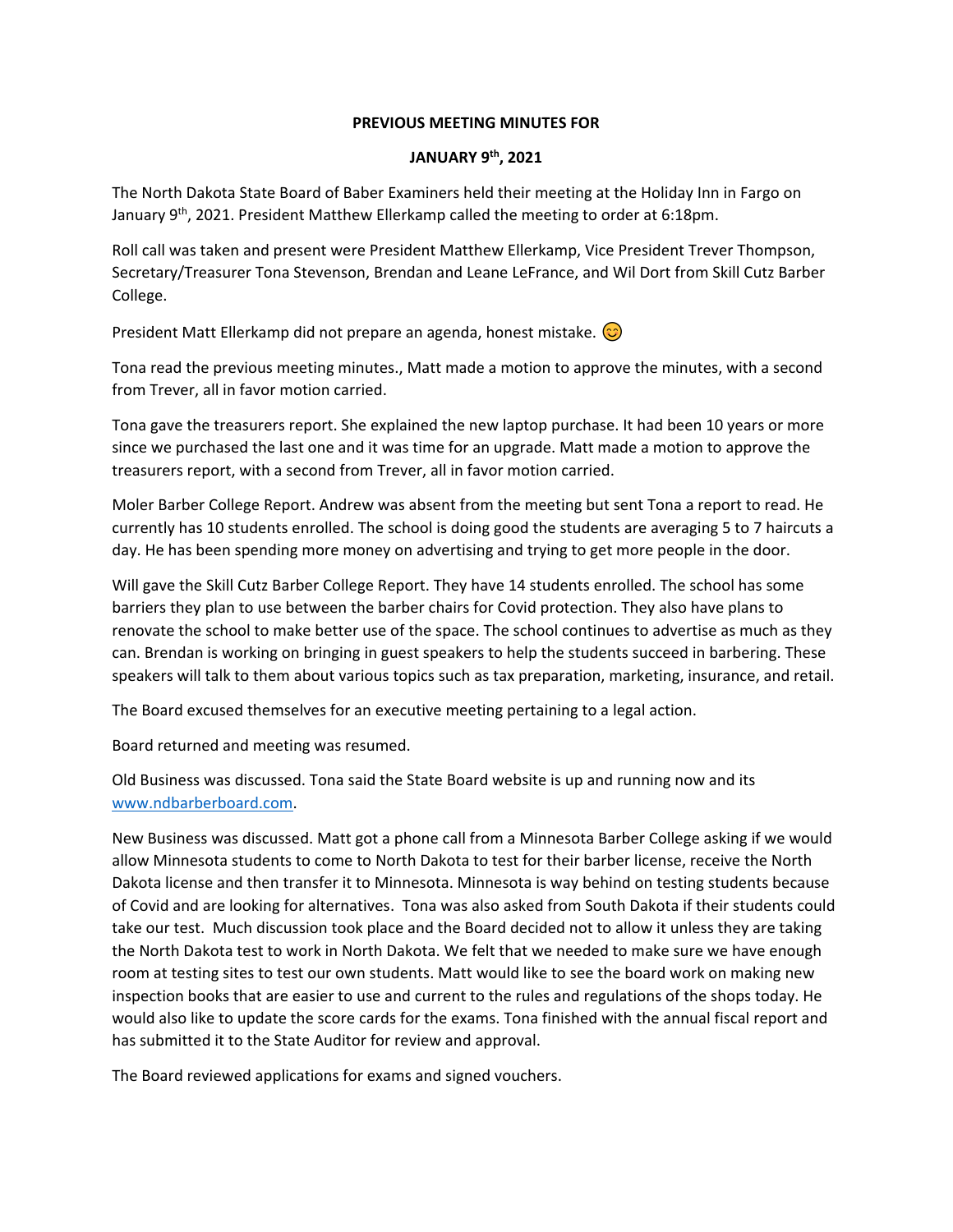**PREVIOUS MEETING MINUTES FOR**

**JANUARY 9th, 2021**

The North Dakota State Board of Baber Examiners held their meeting at the Holiday Inn in Fargo on January 9th, 2021. President Matthew Ellerkamp called the meeting to order at 6:18pm.

Roll call was taken and present were President Matthew Ellerkamp, Vice President Trever Thompson, Secretary/Treasurer Tona Stevenson, Brendan and Leane LeFrance, and Wil Dort from Skill Cutz Barber College.

President Matt Ellerkamp did not prepare an agenda, honest mistake. 😊

Tona read the previous meeting minutes., Matt made a motion to approve the minutes, with a second from Trever, all in favor motion carried.

Tona gave the treasurers report. She explained the new laptop purchase. It had been 10 years or more since we purchased the last one and it was time for an upgrade. Matt made a motion to approve the treasurers report, with a second from Trever, all in favor motion carried.

Moler Barber College Report. Andrew was absent from the meeting but sent Tona a report to read. He currently has 10 students enrolled. The school is doing good the students are averaging 5 to 7 haircuts a day. He has been spending more money on advertising and trying to get more people in the door.

Will gave the Skill Cutz Barber College Report. They have 14 students enrolled. The school has some barriers they plan to use between the barber chairs for Covid protection. They also have plans to renovate the school to make better use of the space. The school continues to advertise as much as they can. Brendan is working on bringing in guest speakers to help the students succeed in barbering. These speakers will talk to them about various topics such as tax preparation, marketing, insurance, and retail.

The Board excused themselves for an executive meeting pertaining to a legal action.

Board returned and meeting was resumed.

Old Business was discussed. Tona said the State Board website is up and running now and its www.ndbarberboard.com.

New Business was discussed. Matt got a phone call from a Minnesota Barber College asking if we would allow Minnesota students to come to North Dakota to test for their barber license, receive the North Dakota license and then transfer it to Minnesota. Minnesota is way behind on testing students because of Covid and are looking for alternatives. Tona was also asked from South Dakota if their students could take our test. Much discussion took place and the Board decided not to allow it unless they are taking the North Dakota test to work in North Dakota. We felt that we needed to make sure we have enough room at testing sites to test our own students. Matt would like to see the board work on making new inspection books that are easier to use and current to the rules and regulations of the shops today. He would also like to update the score cards for the exams. Tona finished with the annual fiscal report and has submitted it to the State Auditor for review and approval.

The Board reviewed applications for exams and signed vouchers.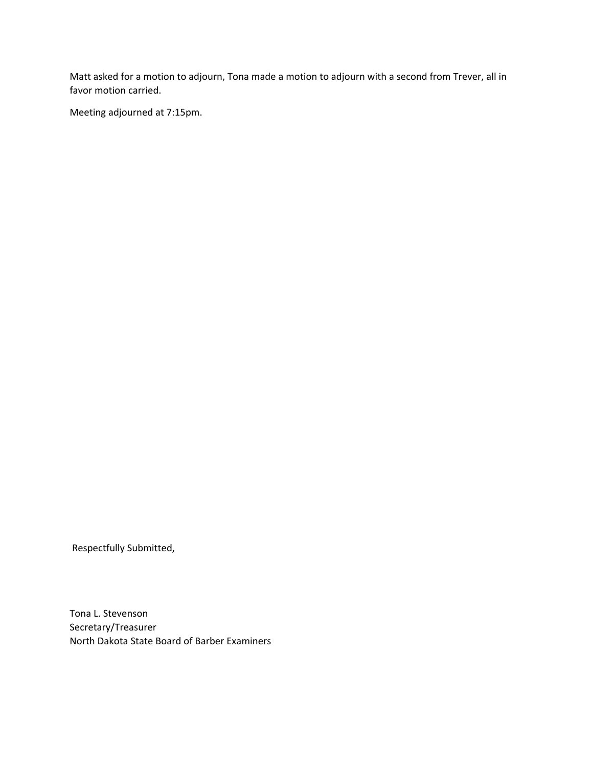Matt asked for a motion to adjourn, Tona made a motion to adjourn with a second from Trever, all in favor motion carried.

Meeting adjourned at 7:15pm.

Respectfully Submitted,

Tona L. Stevenson
Secretary/Treasurer
North Dakota State Board of Barber Examiners